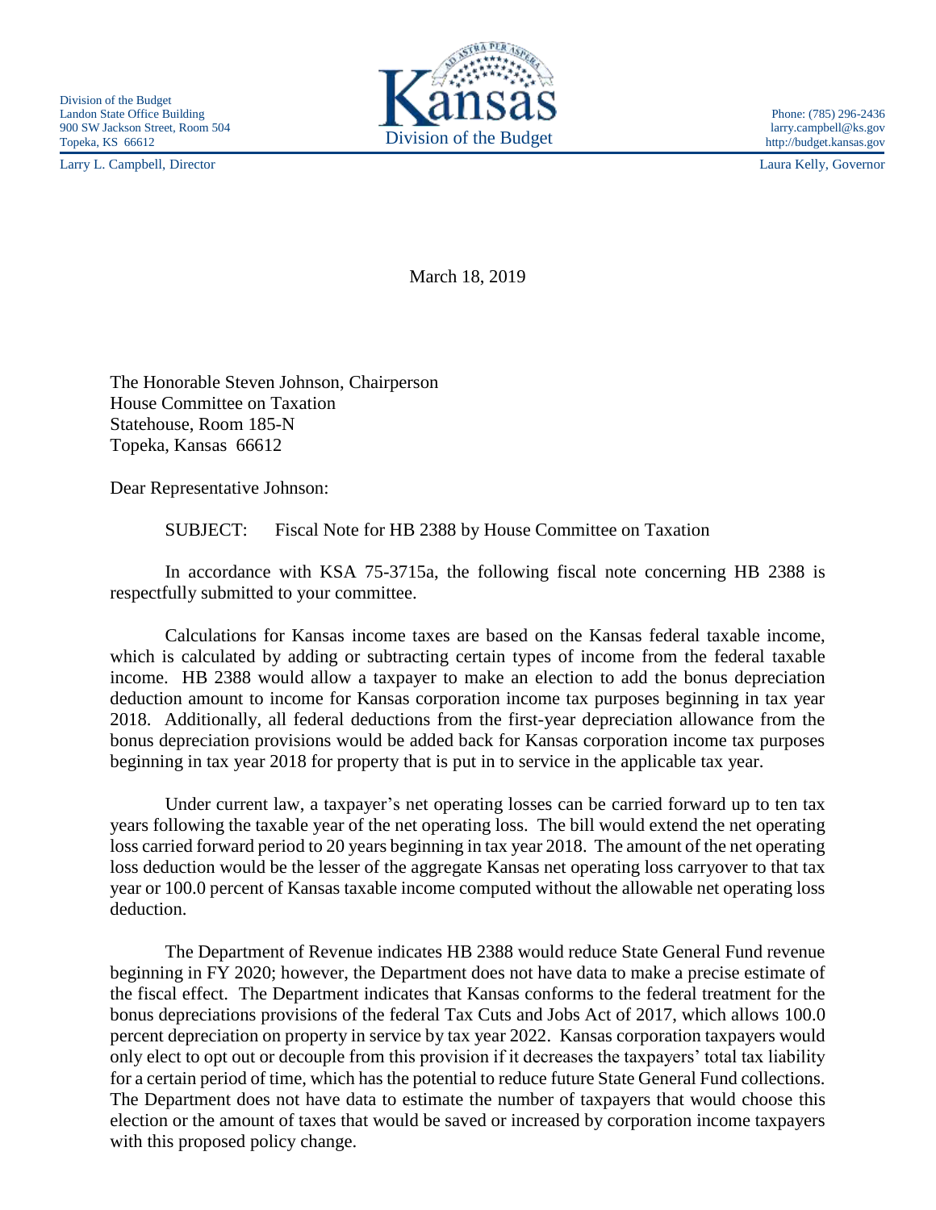Division of the Budget
Landon State Office Building
900 SW Jackson Street, Room 504
Topeka, KS 66612

Kansas
Division of the Budget

Phone: (785) 296-2436
larry.campbell@ks.gov
http://budget.kansas.gov

Larry L. Campbell, Director

Laura Kelly, Governor

March 18, 2019

The Honorable Steven Johnson, Chairperson
House Committee on Taxation
Statehouse, Room 185-N
Topeka, Kansas 66612

Dear Representative Johnson:

SUBJECT: Fiscal Note for HB 2388 by House Committee on Taxation

In accordance with KSA 75-3715a, the following fiscal note concerning HB 2388 is respectfully submitted to your committee.

Calculations for Kansas income taxes are based on the Kansas federal taxable income, which is calculated by adding or subtracting certain types of income from the federal taxable income. HB 2388 would allow a taxpayer to make an election to add the bonus depreciation deduction amount to income for Kansas corporation income tax purposes beginning in tax year 2018. Additionally, all federal deductions from the first-year depreciation allowance from the bonus depreciation provisions would be added back for Kansas corporation income tax purposes beginning in tax year 2018 for property that is put in to service in the applicable tax year.

Under current law, a taxpayer's net operating losses can be carried forward up to ten tax years following the taxable year of the net operating loss. The bill would extend the net operating loss carried forward period to 20 years beginning in tax year 2018. The amount of the net operating loss deduction would be the lesser of the aggregate Kansas net operating loss carryover to that tax year or 100.0 percent of Kansas taxable income computed without the allowable net operating loss deduction.

The Department of Revenue indicates HB 2388 would reduce State General Fund revenue beginning in FY 2020; however, the Department does not have data to make a precise estimate of the fiscal effect. The Department indicates that Kansas conforms to the federal treatment for the bonus depreciations provisions of the federal Tax Cuts and Jobs Act of 2017, which allows 100.0 percent depreciation on property in service by tax year 2022. Kansas corporation taxpayers would only elect to opt out or decouple from this provision if it decreases the taxpayers' total tax liability for a certain period of time, which has the potential to reduce future State General Fund collections. The Department does not have data to estimate the number of taxpayers that would choose this election or the amount of taxes that would be saved or increased by corporation income taxpayers with this proposed policy change.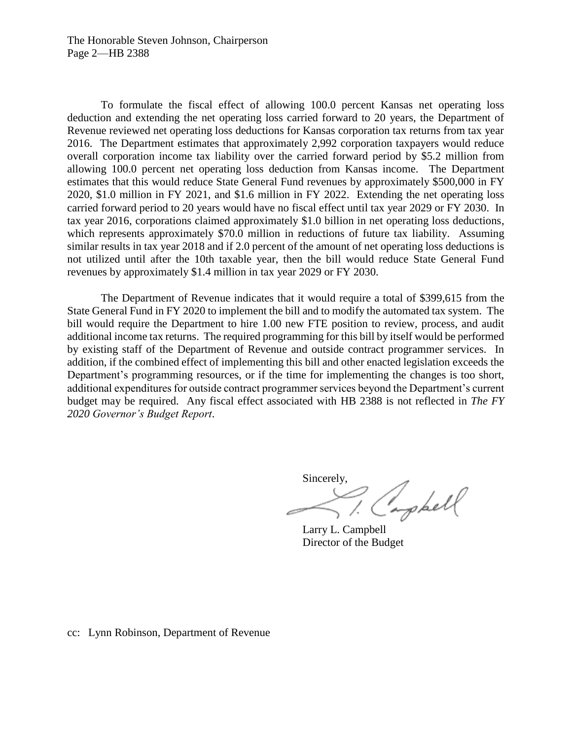To formulate the fiscal effect of allowing 100.0 percent Kansas net operating loss deduction and extending the net operating loss carried forward to 20 years, the Department of Revenue reviewed net operating loss deductions for Kansas corporation tax returns from tax year 2016. The Department estimates that approximately 2,992 corporation taxpayers would reduce overall corporation income tax liability over the carried forward period by $5.2 million from allowing 100.0 percent net operating loss deduction from Kansas income. The Department estimates that this would reduce State General Fund revenues by approximately $500,000 in FY 2020, $1.0 million in FY 2021, and $1.6 million in FY 2022. Extending the net operating loss carried forward period to 20 years would have no fiscal effect until tax year 2029 or FY 2030. In tax year 2016, corporations claimed approximately $1.0 billion in net operating loss deductions, which represents approximately $70.0 million in reductions of future tax liability. Assuming similar results in tax year 2018 and if 2.0 percent of the amount of net operating loss deductions is not utilized until after the 10th taxable year, then the bill would reduce State General Fund revenues by approximately $1.4 million in tax year 2029 or FY 2030.

The Department of Revenue indicates that it would require a total of $399,615 from the State General Fund in FY 2020 to implement the bill and to modify the automated tax system. The bill would require the Department to hire 1.00 new FTE position to review, process, and audit additional income tax returns. The required programming for this bill by itself would be performed by existing staff of the Department of Revenue and outside contract programmer services. In addition, if the combined effect of implementing this bill and other enacted legislation exceeds the Department's programming resources, or if the time for implementing the changes is too short, additional expenditures for outside contract programmer services beyond the Department's current budget may be required. Any fiscal effect associated with HB 2388 is not reflected in *The FY 2020 Governor's Budget Report*.

Sincerely,

Larry L. Campbell
Director of the Budget

cc: Lynn Robinson, Department of Revenue